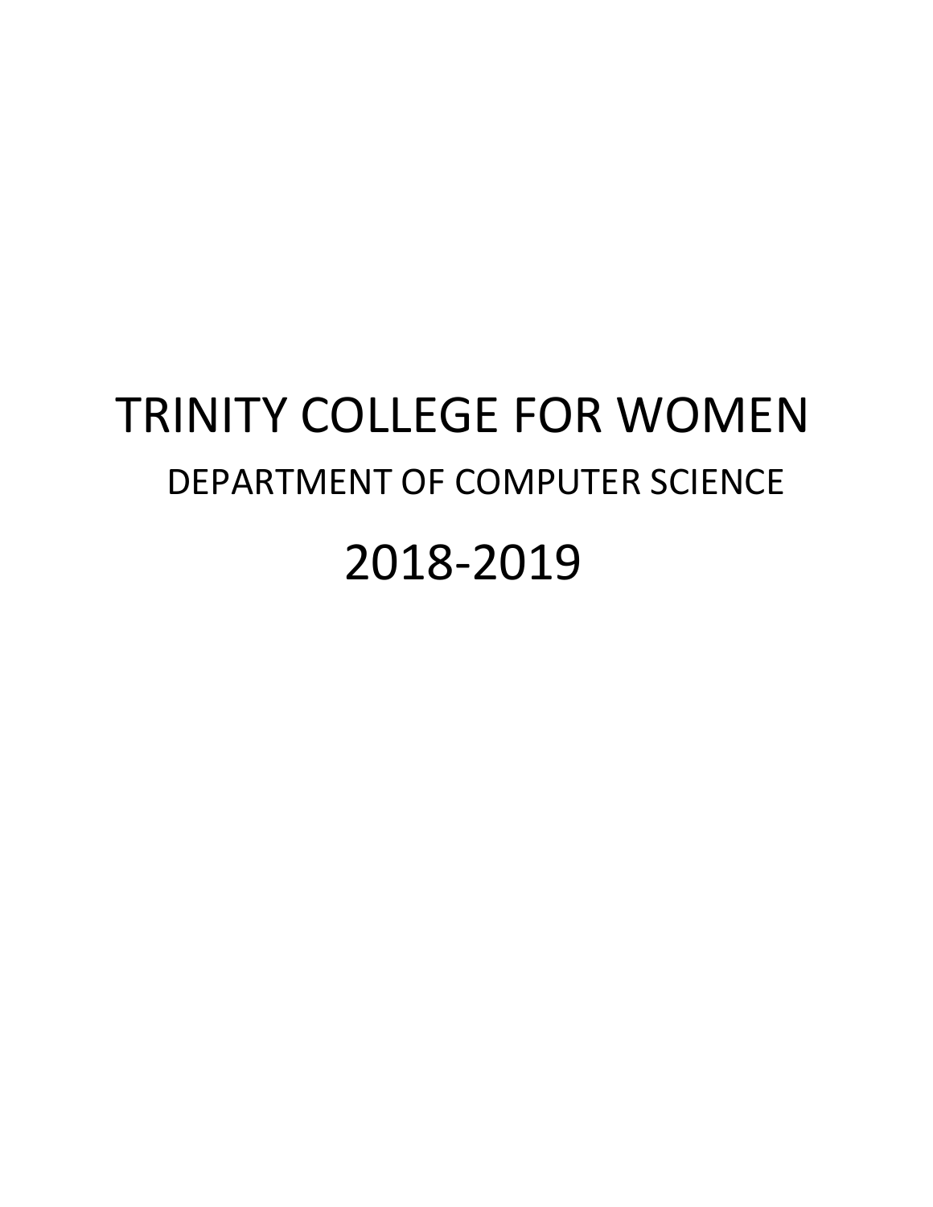# TRINITY COLLEGE FOR WOMEN

## DEPARTMENT OF COMPUTER SCIENCE

# 2018-2019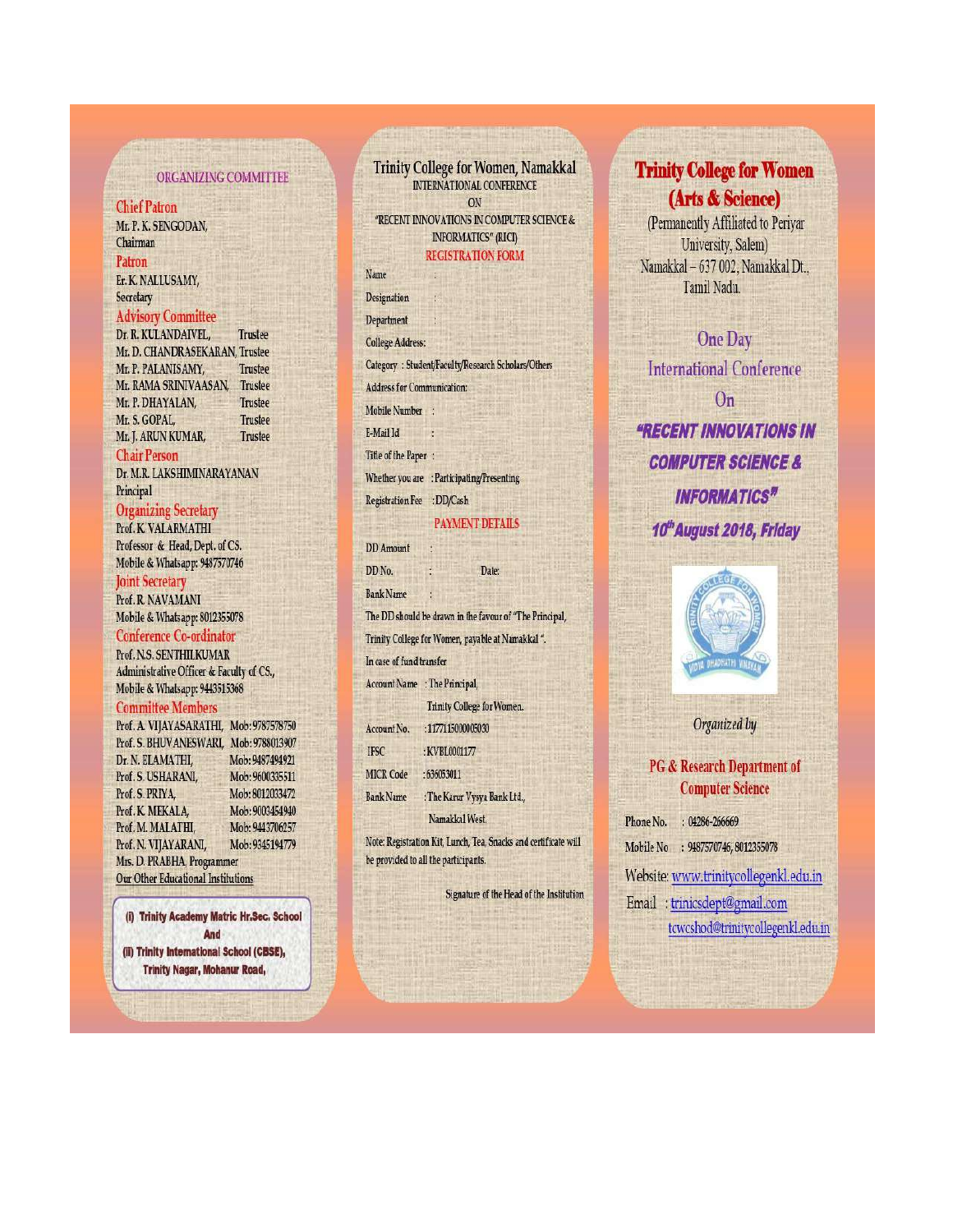## ORGANIZING COMMITTEE

**Chief Patron**
Mr. P. K. SENGODAN,
Chairman

**Patron**
Er. K. NALLUSAMY,
Secretary

**Advisory Committee**

| | |
|---|---|
| Dr. R. KULANDAIVEL, | Trustee |
| Mr. D. CHANDRASEKARAN, | Trustee |
| Mr. P. PALANISAMY, | Trustee |
| Mr. RAMA SRINIVAASAN, | Trustee |
| Mr. P. DHAYALAN, | Trustee |
| Mr. S. GOPAL, | Trustee |
| Mr. J. ARUN KUMAR, | Trustee |

**Chair Person**
Dr. M.R. LAKSHIMINARAYANAN
Principal

**Organizing Secretary**
Prof. K. VALARMATHI
Professor & Head, Dept. of CS.
Mobile & Whatsapp: 9487570746

**Joint Secretary**
Prof. R. NAVAMANI
Mobile & Whatsapp: 8012355078

**Conference Co-ordinator**
Prof. N.S. SENTHILKUMAR
Administrative Officer & Faculty of CS.,
Mobile & Whatsapp: 9443515368

**Committee Members**

| | |
|---|---|
| Prof. A. VIJAYASARATHI, | Mob: 9787578750 |
| Prof. S. BHUVANESWARI, | Mob: 9788013907 |
| Dr. N. ELAMATHI, | Mob: 9487494921 |
| Prof. S. USHARANI, | Mob: 9600335511 |
| Prof. S. PRIYA, | Mob: 8012033472 |
| Prof. K. MEKALA, | Mob: 9003454940 |
| Prof. M. MALATHI, | Mob: 9443706257 |
| Prof. N. VIJAYARANI, | Mob: 9345194779 |

Mrs. D. PRABHA, Programmer

Our Other Educational Institutions

**(i) Trinity Academy Matric Hr.Sec. School**
**And**
**(ii) Trinity International School (CBSE),**
**Trinity Nagar, Mohanur Road,**

## Trinity College for Women, Namakkal

INTERNATIONAL CONFERENCE
ON
"RECENT INNOVATIONS IN COMPUTER SCIENCE & INFORMATICS" (RICI)

### REGISTRATION FORM

Name :

Designation :

Department :

College Address:

Category : Student/Faculty/Research Scholars/Others

Address for Communication:

Mobile Number :

E-Mail Id :

Title of the Paper :

Whether you are : Participating/Presenting

Registration Fee : DD/Cash

### PAYMENT DETAILS

DD Amount :

DD No. : Date:

Bank Name :

The DD should be drawn in the favour of "The Principal, Trinity College for Women, payable at Namakkal".

In case of fund transfer

Account Name : The Principal, Trinity College for Women.

Account No. : 1177115000005030

IFSC : KVBL0001177

MICR Code : 636053011

Bank Name : The Karur Vysya Bank Ltd., Namakkal West.

Note: Registration Kit, Lunch, Tea, Snacks and certificate will be provided to all the participants.

Signature of the Head of the Institution

# Trinity College for Women (Arts & Science)

(Permanently Affiliated to Periyar University, Salem)
Namakkal – 637 002, Namakkal Dt., Tamil Nadu.

One Day
International Conference
On

## "RECENT INNOVATIONS IN COMPUTER SCIENCE & INFORMATICS"

***10th August 2018, Friday***

*Organized by*

**PG & Research Department of Computer Science**

Phone No. : 04286-266669

Mobile No : 9487570746, 8012355078

Website: www.trinitycollegenkl.edu.in

Email : trinicsdept@gmail.com
tcwcshod@trinitycollegenkl.edu.in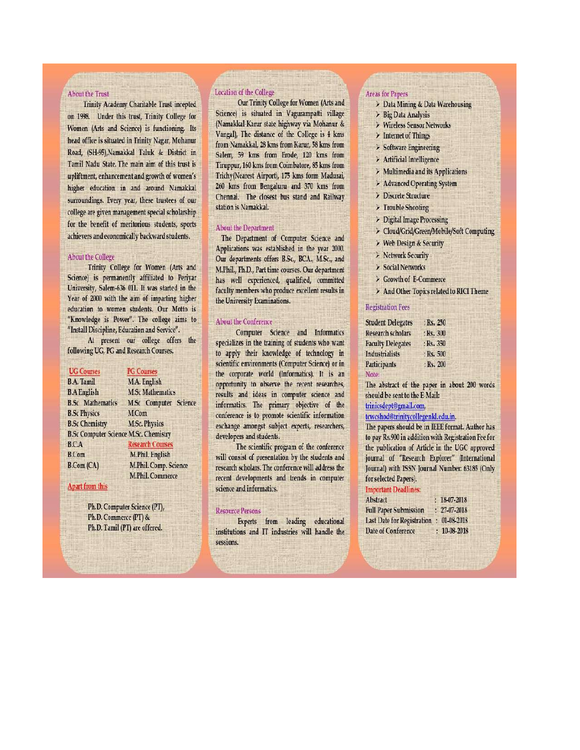## About the Trust

Trinity Academy Charitable Trust incepted on 1998. Under this trust, Trinity College for Women (Arts and Science) is functioning. Its head office is situated in Trinity Nagar, Mohanur Road, (SH-95),Namakkal Taluk & District in Tamil Nadu State. The main aim of this trust is upliftment, enhancement and growth of women's higher education in and around Namakkal surroundings. Every year, these trustees of our college are given management special scholarship for the benefit of meritorious students, sports achievers and economically backward students.

## About the College

Trinity College for Women (Arts and Science) is permanently affiliated to Periyar University, Salem-636 011. It was started in the Year of 2000 with the aim of imparting higher education to women students. Our Motto is "Knowledge is Power". The college aims to "Install Discipline, Education and Service".

At present our college offers the following UG, PG and Research Courses.

| UG Courses | PG Courses |
|---|---|
| B.A. Tamil | M.A. English |
| B.A English | M.Sc Mathematics |
| B.Sc Mathematics | M.Sc Computer Science |
| B.Sc Physics | M.Com |
| B.Sc Chemistry | M.Sc. Physics |
| B.Sc Computer Science | M.Sc. Chemistry |
| B.C.A | **Research Courses** |
| B.Com | M.Phil. English |
| B.Com (CA) | M.Phil. Comp. Science |
| | M.Phil. Commerce |

**Apart from this**

Ph.D. Computer Science (PT),
Ph.D. Commerce (PT) &
Ph.D. Tamil (PT) are offered.

## Location of the College

Our Trinity College for Women (Arts and Science) is situated in Vagurampatti village (Namakkal-Karur state highway via Mohanur & Vangal), The distance of the College is 4 kms from Namakkal, 28 kms from Karur, 58 kms from Salem, 59 kms from Erode, 120 kms from Tiruppur, 160 kms from Coimbatore, 85 kms from Trichy(Nearest Airport), 175 kms form Madurai, 260 kms from Bengaluru and 370 kms from Chennai. The closest bus stand and Railway station is Namakkal.

## About the Department

The Department of Computer Science and Applications was established in the year 2000. Our departments offers B.Sc., BCA., M.Sc., and M.Phil., Ph.D., Part time courses. Our department has well experienced, qualified, committed faculty members who produce excellent results in the University Examinations.

## About the Conference

Computer Science and Informatics specializes in the training of students who want to apply their knowledge of technology in scientific environments (Computer Science) or in the corporate world (Informatics). It is an opportunity to observe the recent researches, results and ideas in computer science and informatics. The primary objective of the conference is to promote scientific information exchange amongst subject experts, researchers, developers and students.

The scientific program of the conference will consist of presentation by the students and research scholars. The conference will address the recent developments and trends in computer science and informatics.

## Resource Persons

Experts from leading educational institutions and IT industries will handle the sessions.

## Areas for Papers

- Data Mining & Data Warehousing
- Big Data Analysis
- Wireless Sensor Networks
- Internet of Things
- Software Engineering
- Artificial Intelligence
- Multimedia and its Applications
- Advanced Operating System
- Discrete Structure
- Trouble Shooting
- Digital Image Processing
- Cloud/Grid/Green/Mobile/Soft Computing
- Web Design & Security
- Network Security
- Social Networks
- Growth of E-Commerce
- And Other Topics related to RICI Theme

## Registration Fees

| | |
|---|---|
| Student Delegates | : Rs. 250 |
| Research scholars | : Rs. 300 |
| Faculty Delegates | : Rs. 350 |
| Industrialists | : Rs. 500 |
| Participants | : Rs. 200 |

Note:

The abstract of the paper in about 200 words should be sent to the E-Mail:
trinicsdept@gmail.com,
tcwcshod@trinitycollegenkl.edu.in.

The papers should be in IEEE format. Author has to pay Rs.900 in addition with Registration Fee for the publication of Article in the UGC approved journal of "Research Explorer" (International Journal) with ISSN Journal Number: 63185 (Only for selected Papers).

## Important Deadlines:

| | |
|---|---|
| Abstract | : 18-07-2018 |
| Full Paper Submission | : 27-07-2018 |
| Last Date for Registration | : 01-08-2018 |
| Date of Conference | : 10-08-2018 |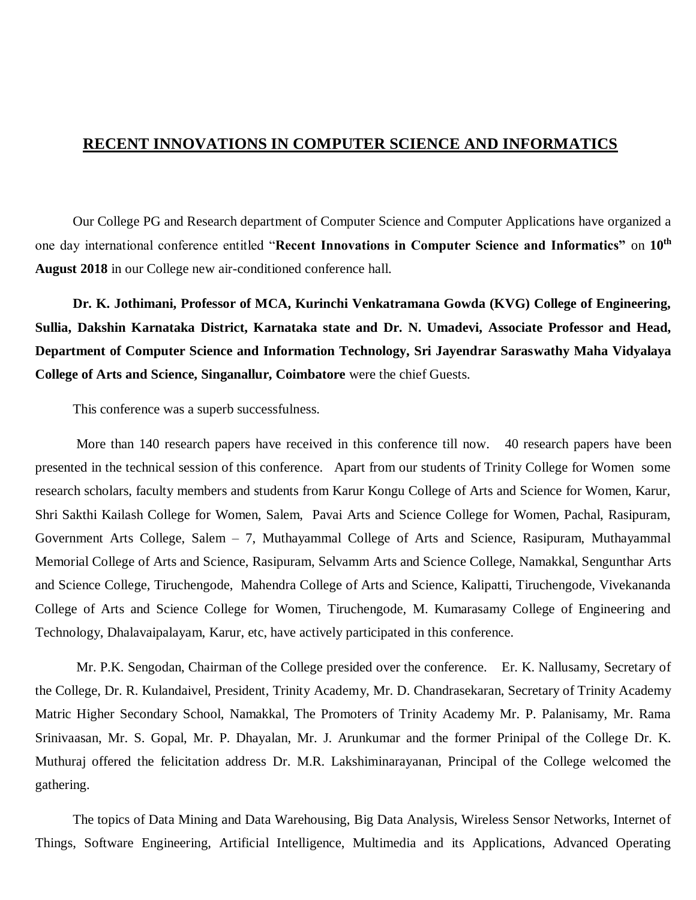## RECENT INNOVATIONS IN COMPUTER SCIENCE AND INFORMATICS

Our College PG and Research department of Computer Science and Computer Applications have organized a one day international conference entitled "**Recent Innovations in Computer Science and Informatics"** on **10th August 2018** in our College new air-conditioned conference hall.

**Dr. K. Jothimani, Professor of MCA, Kurinchi Venkatramana Gowda (KVG) College of Engineering, Sullia, Dakshin Karnataka District, Karnataka state and Dr. N. Umadevi, Associate Professor and Head, Department of Computer Science and Information Technology, Sri Jayendrar Saraswathy Maha Vidyalaya College of Arts and Science, Singanallur, Coimbatore** were the chief Guests.

This conference was a superb successfulness.

More than 140 research papers have received in this conference till now. 40 research papers have been presented in the technical session of this conference. Apart from our students of Trinity College for Women some research scholars, faculty members and students from Karur Kongu College of Arts and Science for Women, Karur, Shri Sakthi Kailash College for Women, Salem, Pavai Arts and Science College for Women, Pachal, Rasipuram, Government Arts College, Salem – 7, Muthayammal College of Arts and Science, Rasipuram, Muthayammal Memorial College of Arts and Science, Rasipuram, Selvamm Arts and Science College, Namakkal, Sengunthar Arts and Science College, Tiruchengode, Mahendra College of Arts and Science, Kalipatti, Tiruchengode, Vivekananda College of Arts and Science College for Women, Tiruchengode, M. Kumarasamy College of Engineering and Technology, Dhalavaipalayam, Karur, etc, have actively participated in this conference.

Mr. P.K. Sengodan, Chairman of the College presided over the conference. Er. K. Nallusamy, Secretary of the College, Dr. R. Kulandaivel, President, Trinity Academy, Mr. D. Chandrasekaran, Secretary of Trinity Academy Matric Higher Secondary School, Namakkal, The Promoters of Trinity Academy Mr. P. Palanisamy, Mr. Rama Srinivaasan, Mr. S. Gopal, Mr. P. Dhayalan, Mr. J. Arunkumar and the former Prinipal of the College Dr. K. Muthuraj offered the felicitation address Dr. M.R. Lakshiminarayanan, Principal of the College welcomed the gathering.

The topics of Data Mining and Data Warehousing, Big Data Analysis, Wireless Sensor Networks, Internet of Things, Software Engineering, Artificial Intelligence, Multimedia and its Applications, Advanced Operating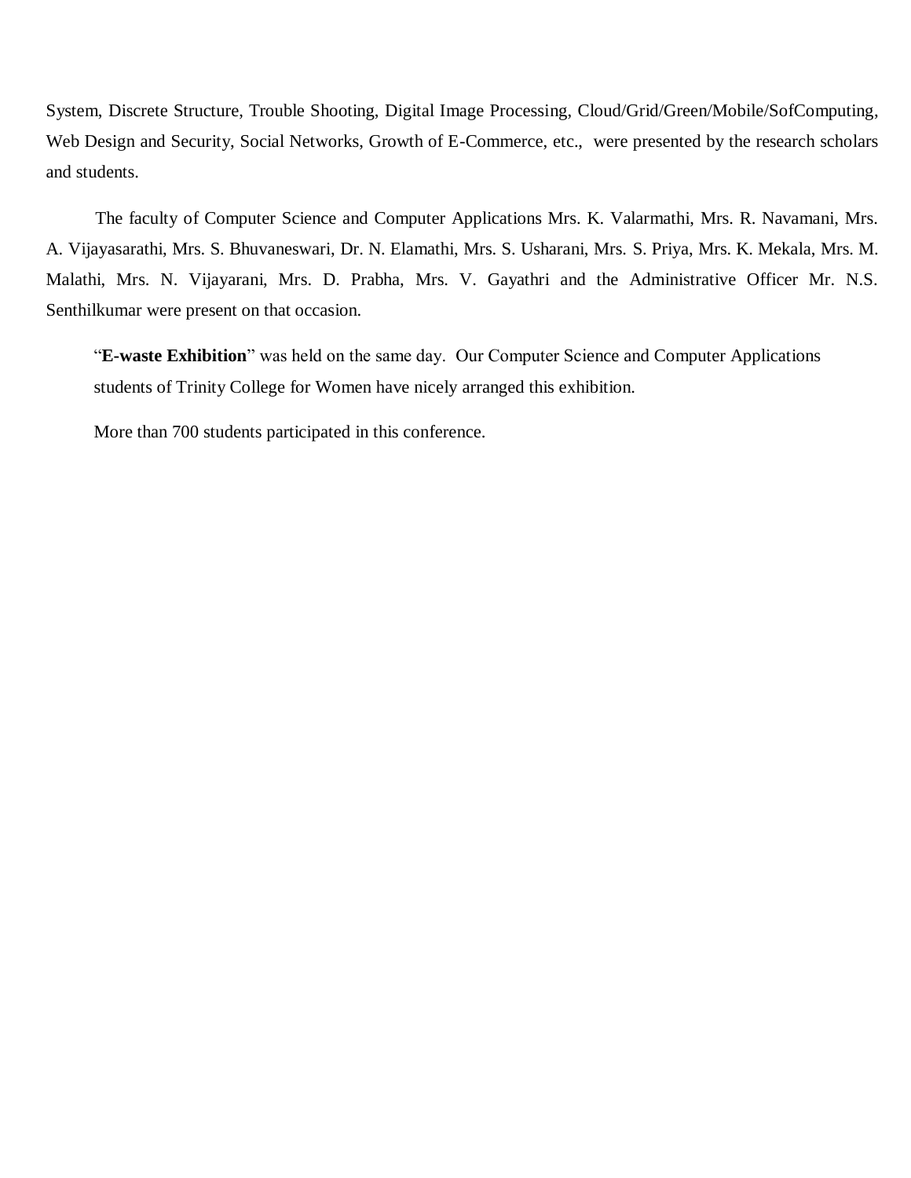System, Discrete Structure, Trouble Shooting, Digital Image Processing, Cloud/Grid/Green/Mobile/SofComputing, Web Design and Security, Social Networks, Growth of E-Commerce, etc., were presented by the research scholars and students.

The faculty of Computer Science and Computer Applications Mrs. K. Valarmathi, Mrs. R. Navamani, Mrs. A. Vijayasarathi, Mrs. S. Bhuvaneswari, Dr. N. Elamathi, Mrs. S. Usharani, Mrs. S. Priya, Mrs. K. Mekala, Mrs. M. Malathi, Mrs. N. Vijayarani, Mrs. D. Prabha, Mrs. V. Gayathri and the Administrative Officer Mr. N.S. Senthilkumar were present on that occasion.

"**E-waste Exhibition**" was held on the same day. Our Computer Science and Computer Applications students of Trinity College for Women have nicely arranged this exhibition.

More than 700 students participated in this conference.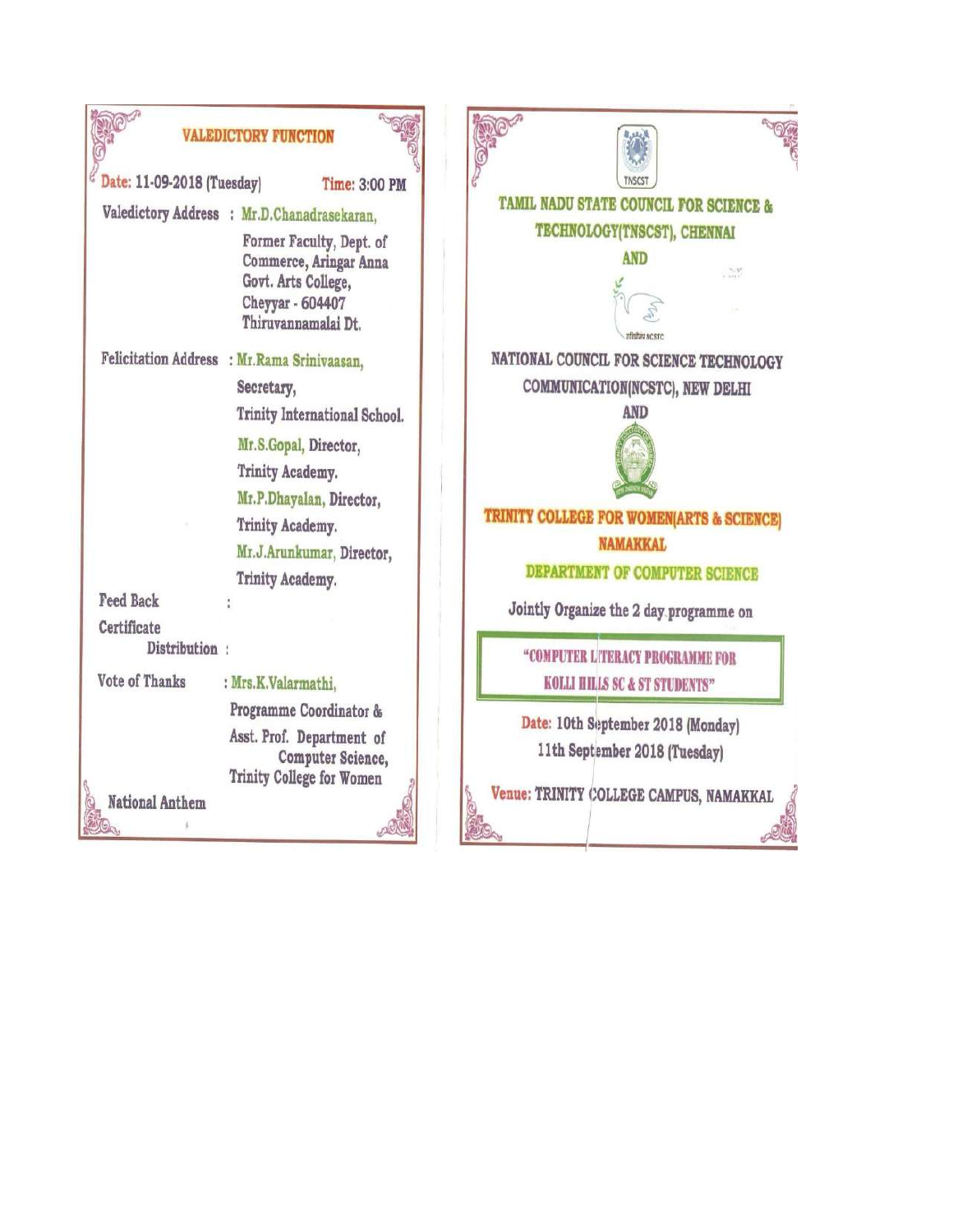## VALEDICTORY FUNCTION

**Date:** 11-09-2018 (Tuesday) **Time:** 3:00 PM

**Valedictory Address** : Mr.D.Chanadrasekaran,
Former Faculty, Dept. of Commerce, Aringar Anna Govt. Arts College, Cheyyar - 604407
Thiruvannamalai Dt.

**Felicitation Address** : Mr.Rama Srinivaasan,
Secretary,
Trinity International School.

Mr.S.Gopal, Director,
Trinity Academy.

Mr.P.Dhayalan, Director,
Trinity Academy.

Mr.J.Arunkumar, Director,
Trinity Academy.

**Feed Back** :

**Certificate Distribution** :

**Vote of Thanks** : Mrs.K.Valarmathi,
Programme Coordinator &
Asst. Prof. Department of Computer Science,
Trinity College for Women

**National Anthem**

---

TNSCST

## TAMIL NADU STATE COUNCIL FOR SCIENCE & TECHNOLOGY(TNSCST), CHENNAI

AND

NCSTC

## NATIONAL COUNCIL FOR SCIENCE TECHNOLOGY COMMUNICATION(NCSTC), NEW DELHI

AND

## TRINITY COLLEGE FOR WOMEN(ARTS & SCIENCE) NAMAKKAL

### DEPARTMENT OF COMPUTER SCIENCE

Jointly Organize the 2 day programme on

**"COMPUTER LITERACY PROGRAMME FOR KOLLI HILLS SC & ST STUDENTS"**

**Date:** 10th September 2018 (Monday)
11th September 2018 (Tuesday)

**Venue:** TRINITY COLLEGE CAMPUS, NAMAKKAL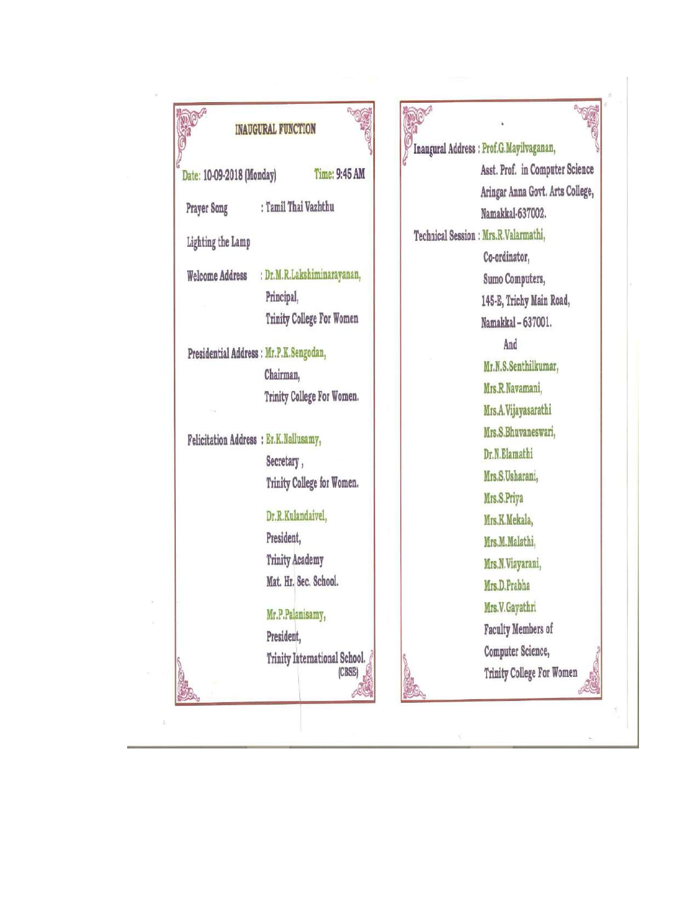## INAUGURAL FUNCTION

Date: 10-09-2018 (Monday) Time: 9:45 AM

Prayer Song : Tamil Thai Vazhthu

Lighting the Lamp

Welcome Address : Dr.M.R.Lakshiminarayanan,
Principal,
Trinity College For Women

Presidential Address : Mr.P.K.Sengodan,
Chairman,
Trinity College For Women.

Felicitation Address : Er.K.Nallusamy,
Secretary ,
Trinity College for Women.

Dr.R.Kulandaivel,
President,
Trinity Academy
Mat. Hr. Sec. School.

Mr.P.Palanisamy,
President,
Trinity International School.
(CBSE)

Inaugural Address : Prof.G.Mayilvaganan,
Asst. Prof. in Computer Science
Aringar Anna Govt. Arts College,
Namakkal-637002.

Technical Session : Mrs.R.Valarmathi,
Co-ordinator,
Sumo Computers,
145-E, Trichy Main Road,
Namakkal – 637001.

And

Mr.N.S.Senthilkumar,
Mrs.R.Navamani,
Mrs.A.Vijayasarathi
Mrs.S.Bhuvaneswari,
Dr.N.Elamathi
Mrs.S.Usharani,
Mrs.S.Priya
Mrs.K.Mekala,
Mrs.M.Malathi,
Mrs.N.Viayarani,
Mrs.D.Prabha
Mrs.V.Gayathri
Faculty Members of
Computer Science,
Trinity College For Women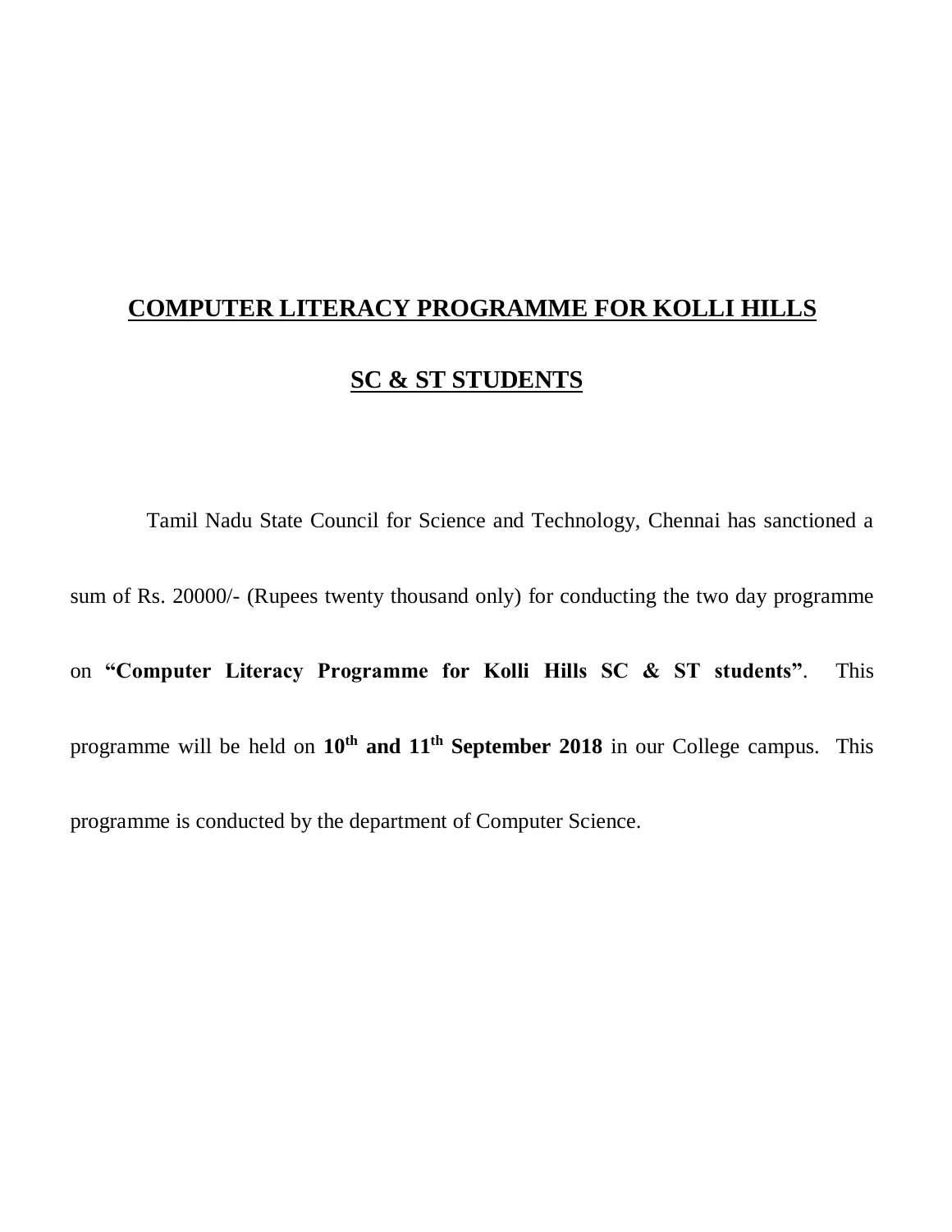# COMPUTER LITERACY PROGRAMME FOR KOLLI HILLS

# SC & ST STUDENTS

Tamil Nadu State Council for Science and Technology, Chennai has sanctioned a sum of Rs. 20000/- (Rupees twenty thousand only) for conducting the two day programme on **"Computer Literacy Programme for Kolli Hills SC & ST students"**. This programme will be held on **$10^{th}$ and $11^{th}$ September 2018** in our College campus. This programme is conducted by the department of Computer Science.